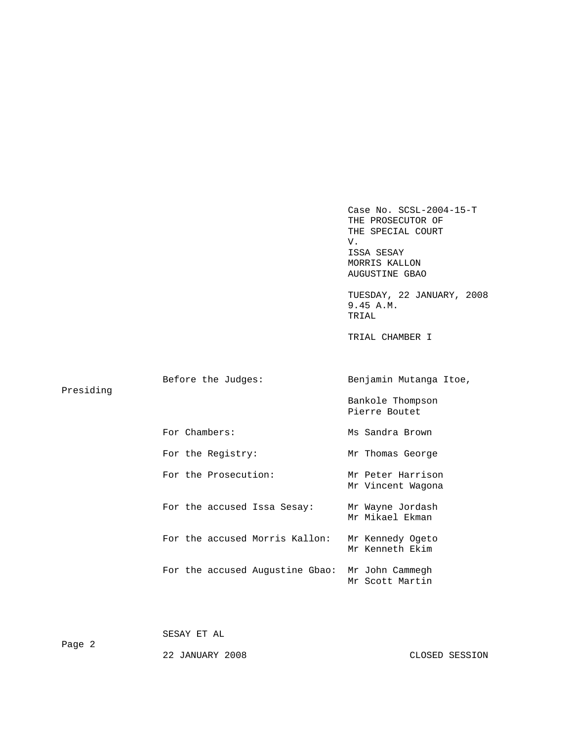Case No. SCSL-2004-15-T
THE PROSECUTOR OF
THE SPECIAL COURT
V.
ISSA SESAY
MORRIS KALLON
AUGUSTINE GBAO

TUESDAY, 22 JANUARY, 2008
9.45 A.M.
TRIAL

TRIAL CHAMBER I

| | |
|---|---|
| Before the Judges: | Benjamin Mutanga Itoe, Presiding |
| | Bankole Thompson<br>Pierre Boutet |
| For Chambers: | Ms Sandra Brown |
| For the Registry: | Mr Thomas George |
| For the Prosecution: | Mr Peter Harrison<br>Mr Vincent Wagona |
| For the accused Issa Sesay: | Mr Wayne Jordash<br>Mr Mikael Ekman |
| For the accused Morris Kallon: | Mr Kennedy Ogeto<br>Mr Kenneth Ekim |
| For the accused Augustine Gbao: | Mr John Cammegh<br>Mr Scott Martin |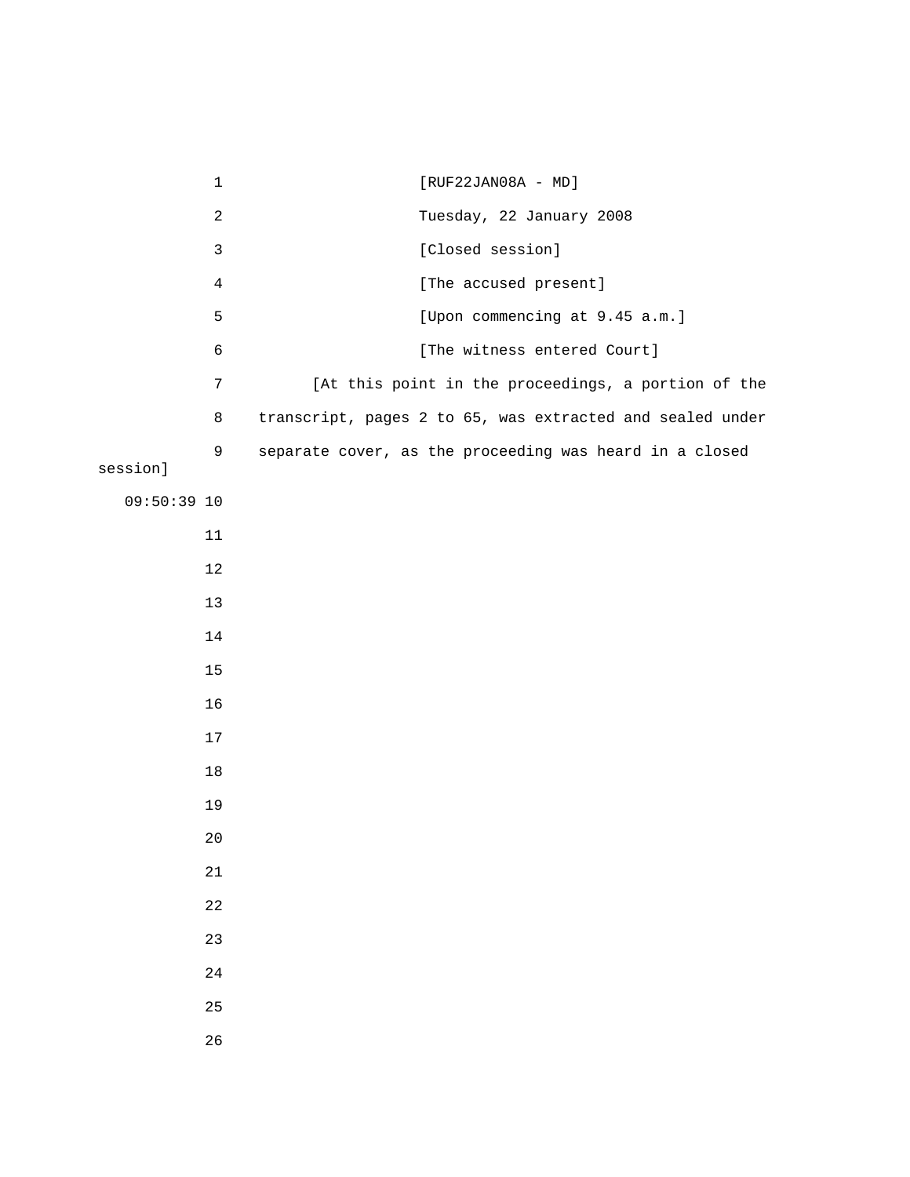[RUF22JAN08A - MD]

Tuesday, 22 January 2008

[Closed session]

[The accused present]

[Upon commencing at 9.45 a.m.]

[The witness entered Court]

[At this point in the proceedings, a portion of the transcript, pages 2 to 65, was extracted and sealed under separate cover, as the proceeding was heard in a closed session]

09:50:39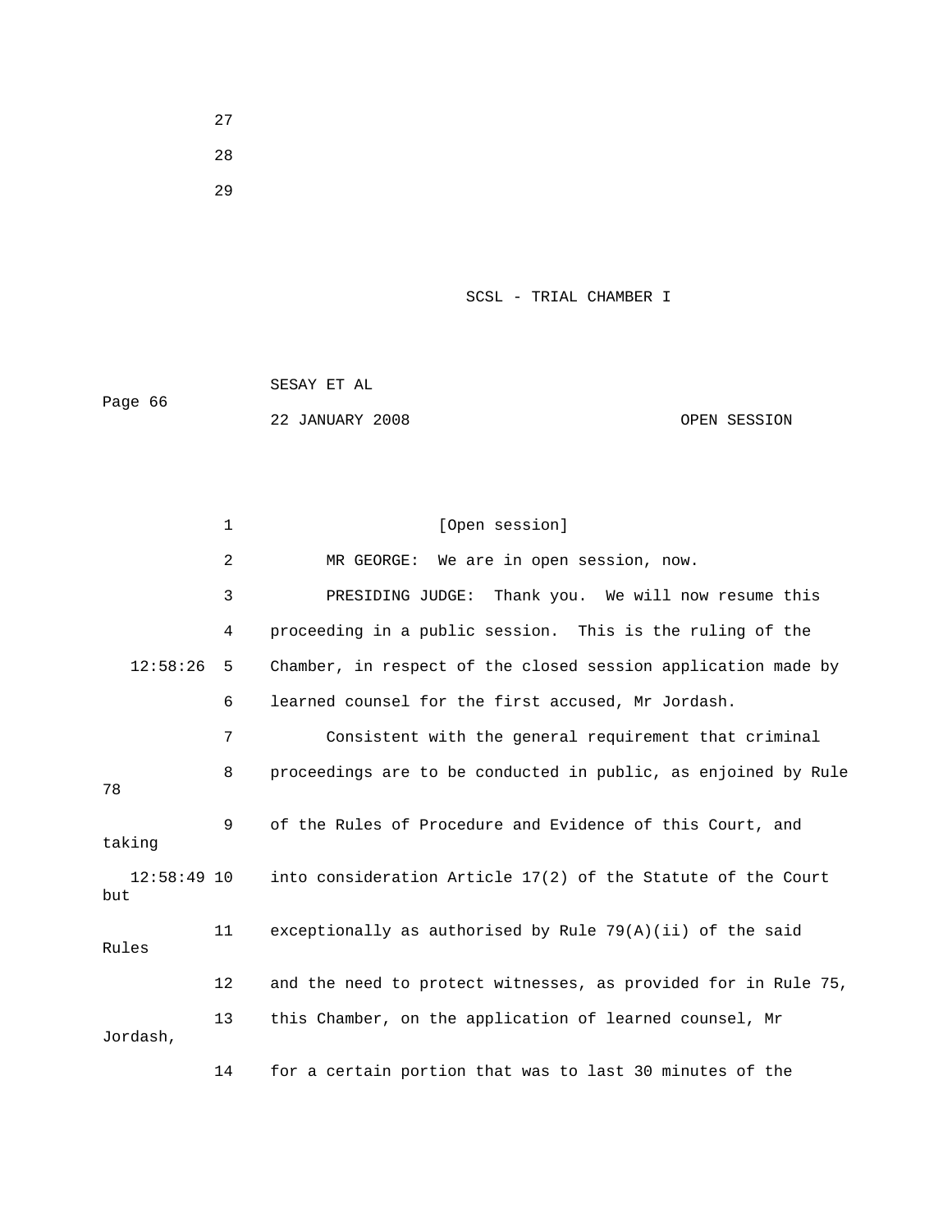[Open session]

MR GEORGE: We are in open session, now.

PRESIDING JUDGE: Thank you. We will now resume this proceeding in a public session. This is the ruling of the Chamber, in respect of the closed session application made by learned counsel for the first accused, Mr Jordash.

Consistent with the general requirement that criminal proceedings are to be conducted in public, as enjoined by Rule 78 of the Rules of Procedure and Evidence of this Court, and taking into consideration Article 17(2) of the Statute of the Court but exceptionally as authorised by Rule 79(A)(ii) of the said Rules and the need to protect witnesses, as provided for in Rule 75, this Chamber, on the application of learned counsel, Mr Jordash, for a certain portion that was to last 30 minutes of the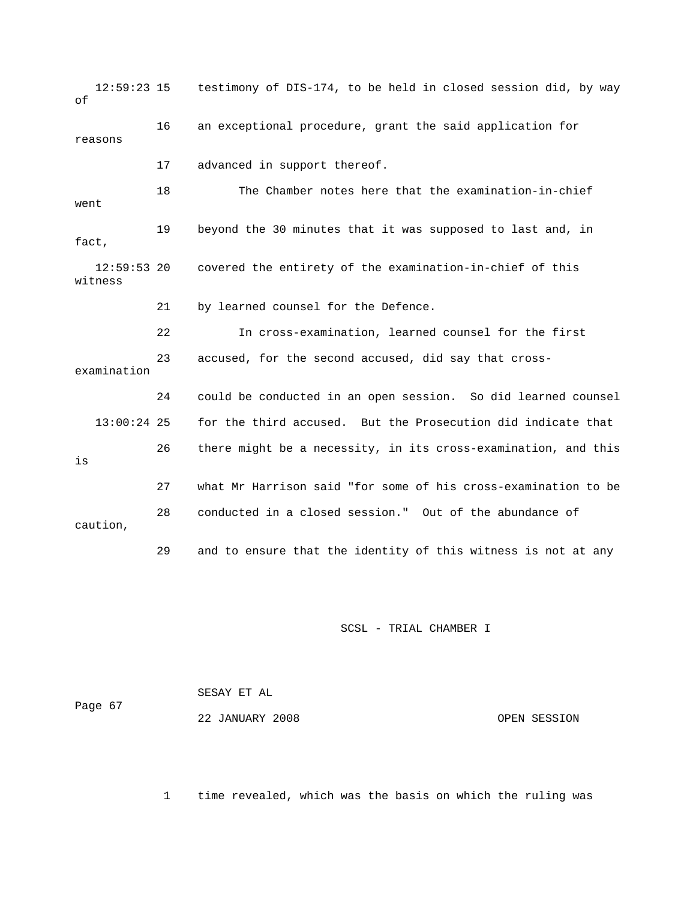testimony of DIS-174, to be held in closed session did, by way of an exceptional procedure, grant the said application for reasons advanced in support thereof.

The Chamber notes here that the examination-in-chief went beyond the 30 minutes that it was supposed to last and, in fact, covered the entirety of the examination-in-chief of this witness by learned counsel for the Defence.

In cross-examination, learned counsel for the first accused, for the second accused, did say that cross-examination could be conducted in an open session. So did learned counsel for the third accused. But the Prosecution did indicate that there might be a necessity, in its cross-examination, and this is what Mr Harrison said "for some of his cross-examination to be conducted in a closed session." Out of the abundance of caution, and to ensure that the identity of this witness is not at any

time revealed, which was the basis on which the ruling was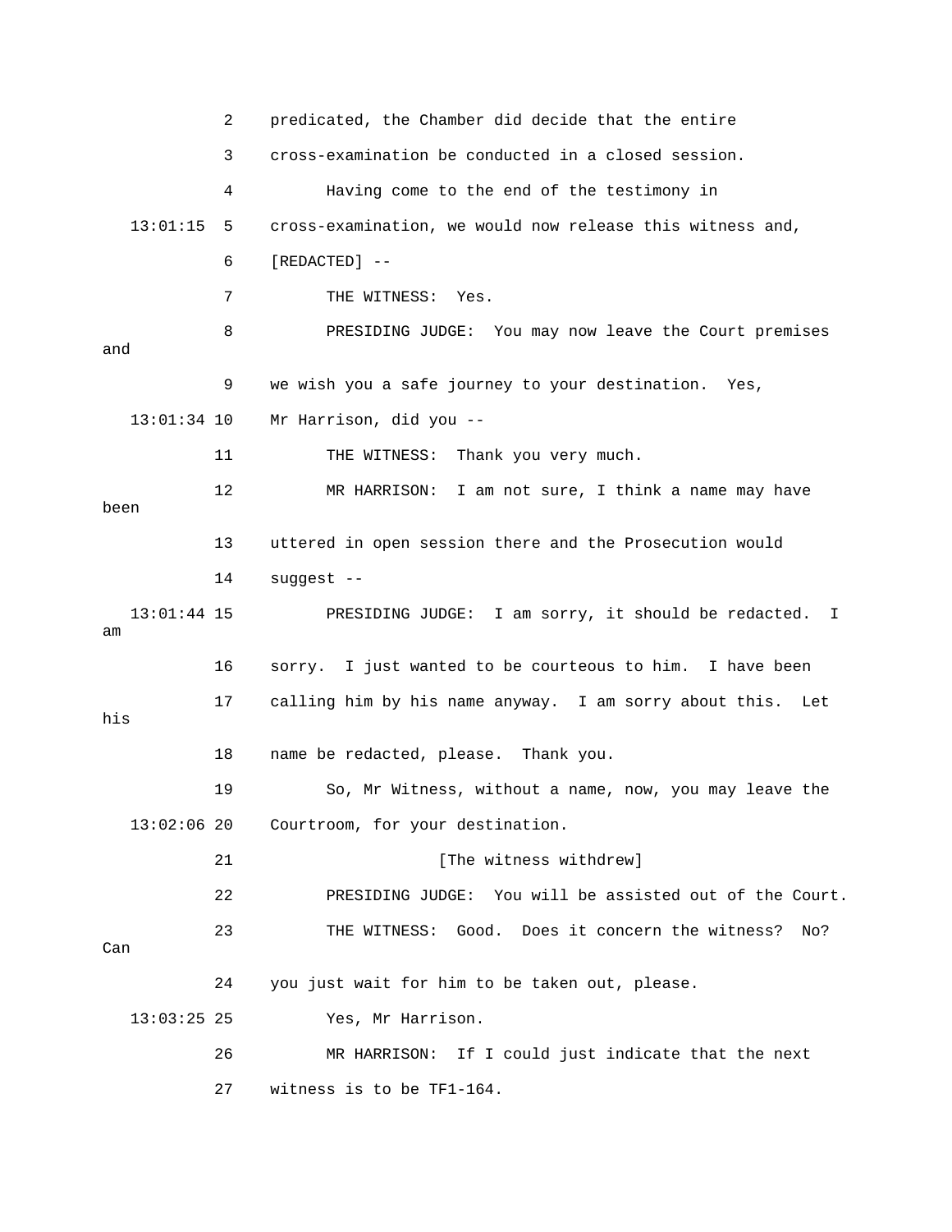2 predicated, the Chamber did decide that the entire

3 cross-examination be conducted in a closed session.

4 Having come to the end of the testimony in

13:01:15 5 cross-examination, we would now release this witness and,

6 [REDACTED] --

7 THE WITNESS: Yes.

8 PRESIDING JUDGE: You may now leave the Court premises and

9 we wish you a safe journey to your destination. Yes,

13:01:34 10 Mr Harrison, did you --

11 THE WITNESS: Thank you very much.

12 MR HARRISON: I am not sure, I think a name may have been

13 uttered in open session there and the Prosecution would

14 suggest --

13:01:44 15 PRESIDING JUDGE: I am sorry, it should be redacted. I am

16 sorry. I just wanted to be courteous to him. I have been

17 calling him by his name anyway. I am sorry about this. Let his

18 name be redacted, please. Thank you.

19 So, Mr Witness, without a name, now, you may leave the

13:02:06 20 Courtroom, for your destination.

21 [The witness withdrew]

22 PRESIDING JUDGE: You will be assisted out of the Court.

23 THE WITNESS: Good. Does it concern the witness? No? Can

24 you just wait for him to be taken out, please.

13:03:25 25 Yes, Mr Harrison.

26 MR HARRISON: If I could just indicate that the next

27 witness is to be TF1-164.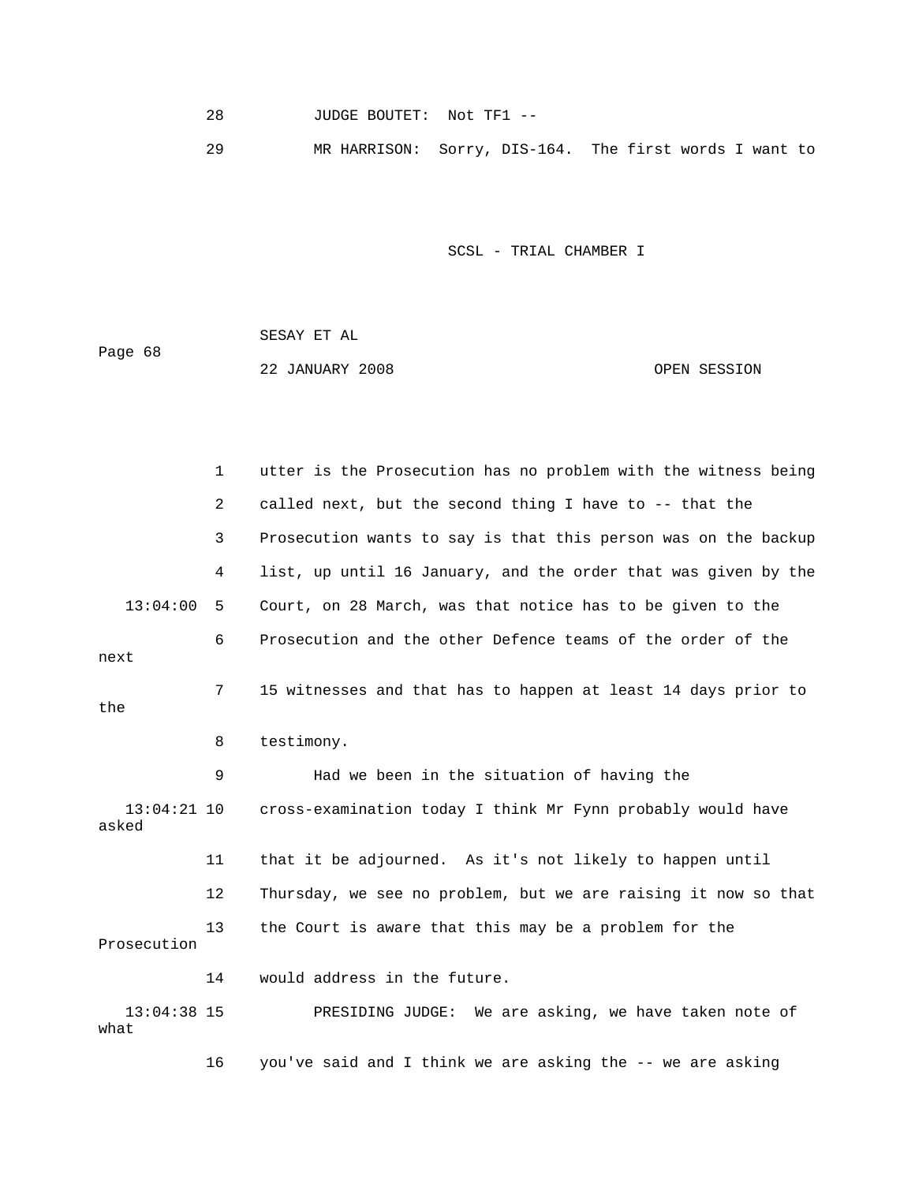28 JUDGE BOUTET: Not TF1 --

29 MR HARRISON: Sorry, DIS-164. The first words I want to

1 utter is the Prosecution has no problem with the witness being

2 called next, but the second thing I have to -- that the

3 Prosecution wants to say is that this person was on the backup

4 list, up until 16 January, and the order that was given by the

13:04:00 5 Court, on 28 March, was that notice has to be given to the

6 Prosecution and the other Defence teams of the order of the next

7 15 witnesses and that has to happen at least 14 days prior to the

8 testimony.

9 Had we been in the situation of having the

13:04:21 10 cross-examination today I think Mr Fynn probably would have asked

11 that it be adjourned. As it's not likely to happen until

12 Thursday, we see no problem, but we are raising it now so that

13 the Court is aware that this may be a problem for the Prosecution

14 would address in the future.

13:04:38 15 PRESIDING JUDGE: We are asking, we have taken note of what

16 you've said and I think we are asking the -- we are asking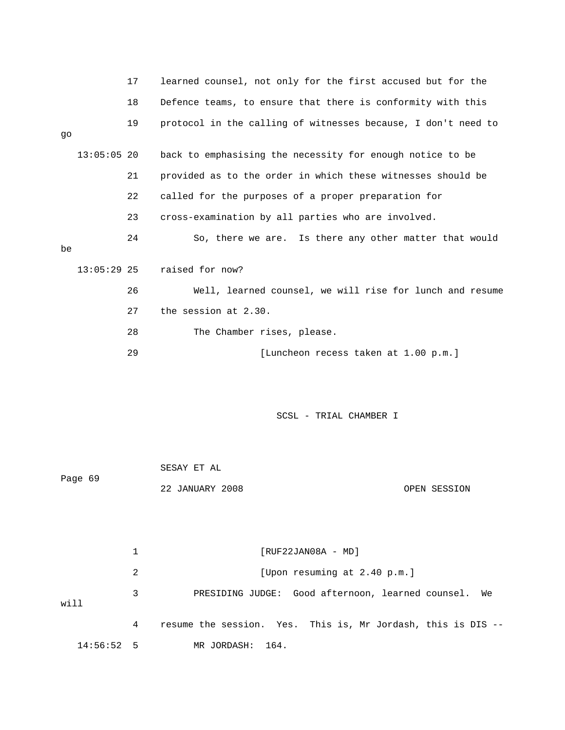17 learned counsel, not only for the first accused but for the

18 Defence teams, to ensure that there is conformity with this

19 protocol in the calling of witnesses because, I don't need to go

13:05:05 20 back to emphasising the necessity for enough notice to be

21 provided as to the order in which these witnesses should be

22 called for the purposes of a proper preparation for

23 cross-examination by all parties who are involved.

24 So, there we are. Is there any other matter that would be

13:05:29 25 raised for now?

26 Well, learned counsel, we will rise for lunch and resume

27 the session at 2.30.

28 The Chamber rises, please.

29 [Luncheon recess taken at 1.00 p.m.]

SCSL - TRIAL CHAMBER I

SESAY ET AL

Page 69

22 JANUARY 2008 OPEN SESSION

1 [RUF22JAN08A - MD]

2 [Upon resuming at 2.40 p.m.]

3 PRESIDING JUDGE: Good afternoon, learned counsel. We will

4 resume the session. Yes. This is, Mr Jordash, this is DIS --

14:56:52 5 MR JORDASH: 164.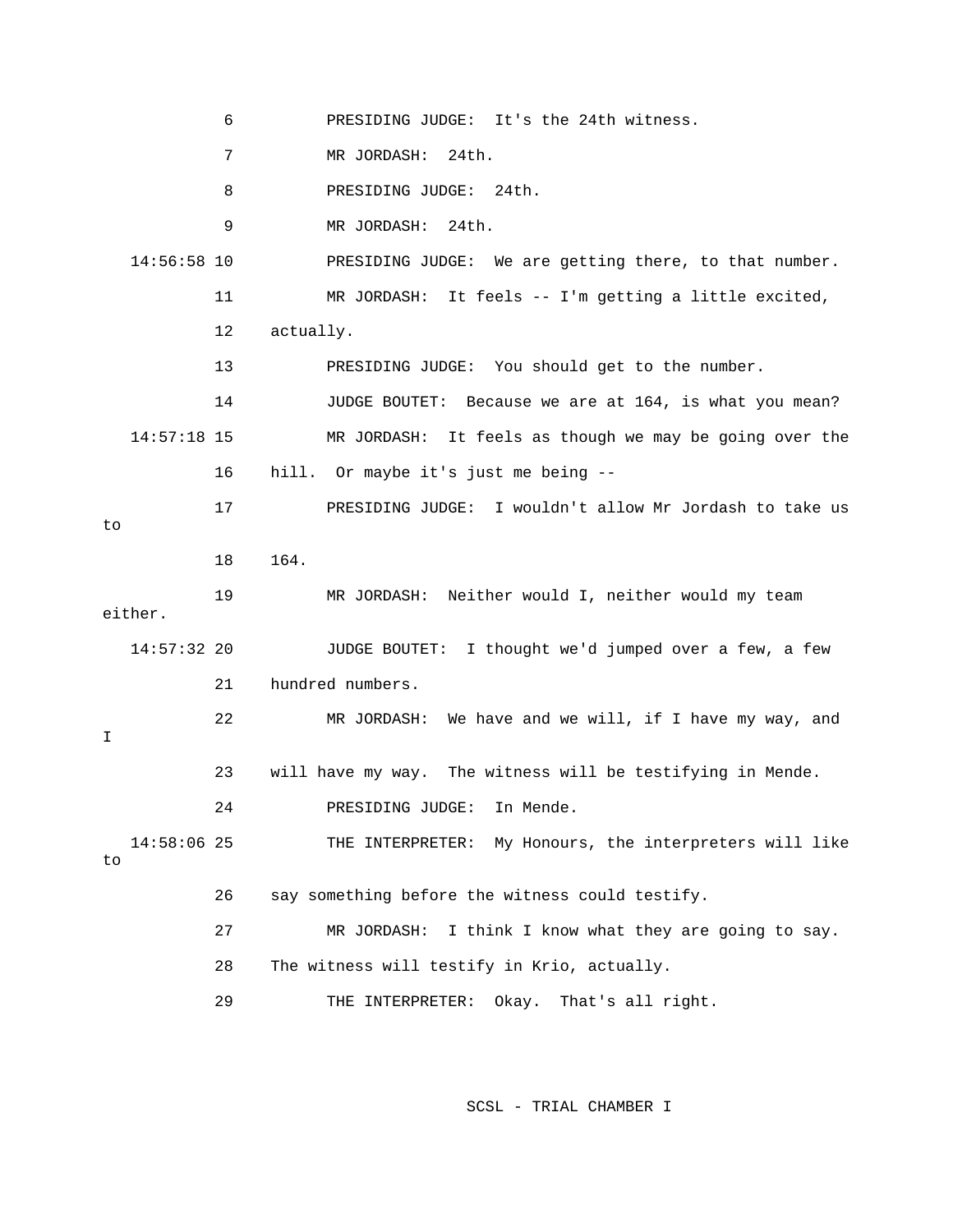6 PRESIDING JUDGE: It's the 24th witness.

7 MR JORDASH: 24th.

8 PRESIDING JUDGE: 24th.

9 MR JORDASH: 24th.

14:56:58 10 PRESIDING JUDGE: We are getting there, to that number.

11 MR JORDASH: It feels -- I'm getting a little excited,

12 actually.

13 PRESIDING JUDGE: You should get to the number.

14 JUDGE BOUTET: Because we are at 164, is what you mean?

14:57:18 15 MR JORDASH: It feels as though we may be going over the

16 hill. Or maybe it's just me being --

17 PRESIDING JUDGE: I wouldn't allow Mr Jordash to take us to

18 164.

19 MR JORDASH: Neither would I, neither would my team either.

14:57:32 20 JUDGE BOUTET: I thought we'd jumped over a few, a few

21 hundred numbers.

22 MR JORDASH: We have and we will, if I have my way, and I

23 will have my way. The witness will be testifying in Mende.

24 PRESIDING JUDGE: In Mende.

14:58:06 25 THE INTERPRETER: My Honours, the interpreters will like to

26 say something before the witness could testify.

27 MR JORDASH: I think I know what they are going to say.

28 The witness will testify in Krio, actually.

29 THE INTERPRETER: Okay. That's all right.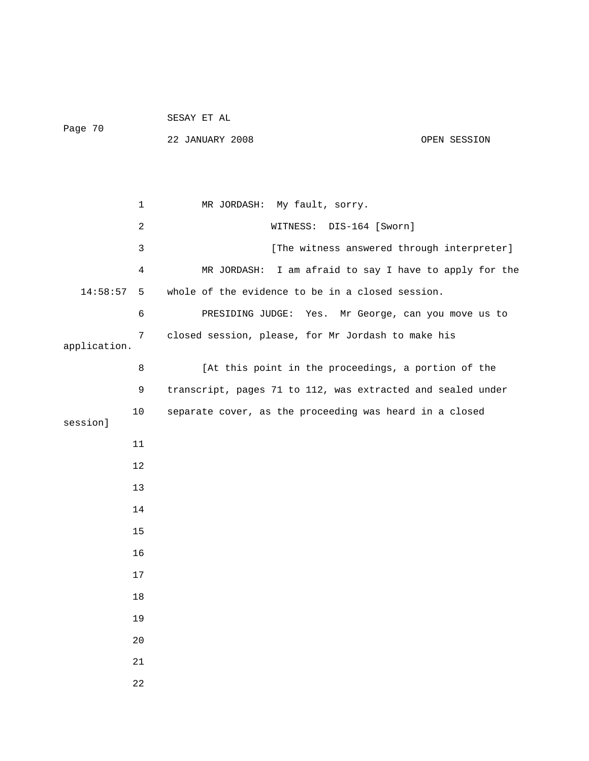MR JORDASH: My fault, sorry.

WITNESS: DIS-164 [Sworn]

[The witness answered through interpreter]

MR JORDASH: I am afraid to say I have to apply for the whole of the evidence to be in a closed session.

PRESIDING JUDGE: Yes. Mr George, can you move us to closed session, please, for Mr Jordash to make his application.

[At this point in the proceedings, a portion of the transcript, pages 71 to 112, was extracted and sealed under separate cover, as the proceeding was heard in a closed session]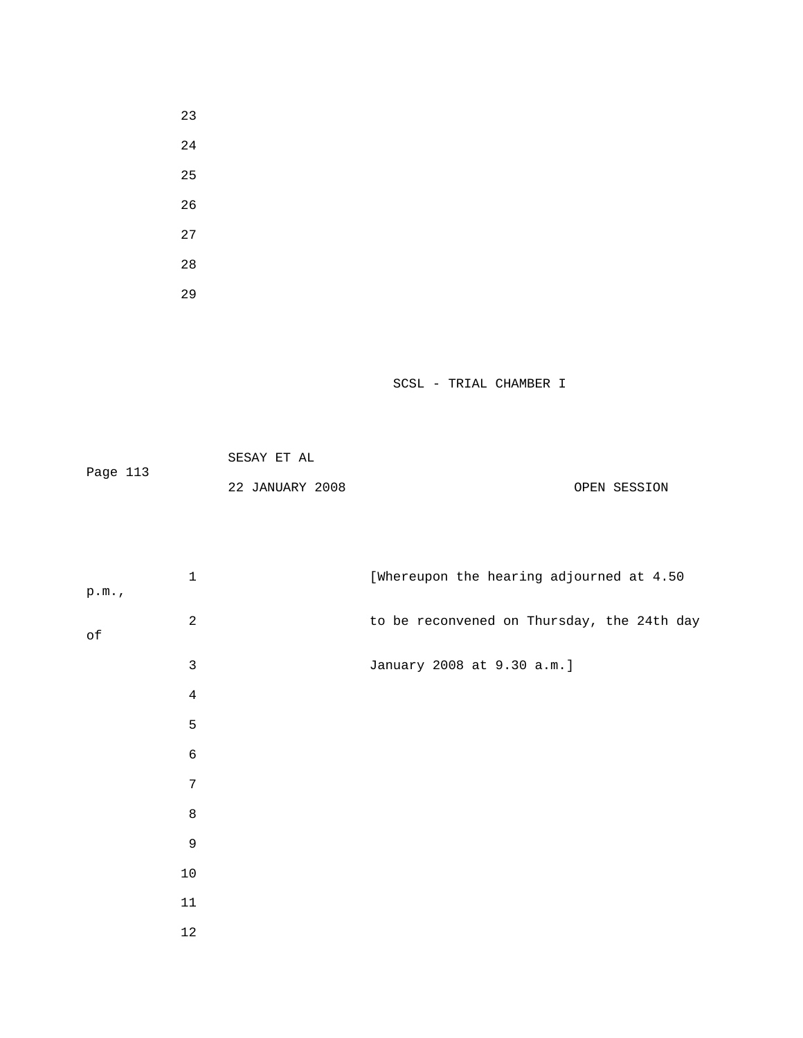[Whereupon the hearing adjourned at 4.50 p.m., to be reconvened on Thursday, the 24th day of January 2008 at 9.30 a.m.]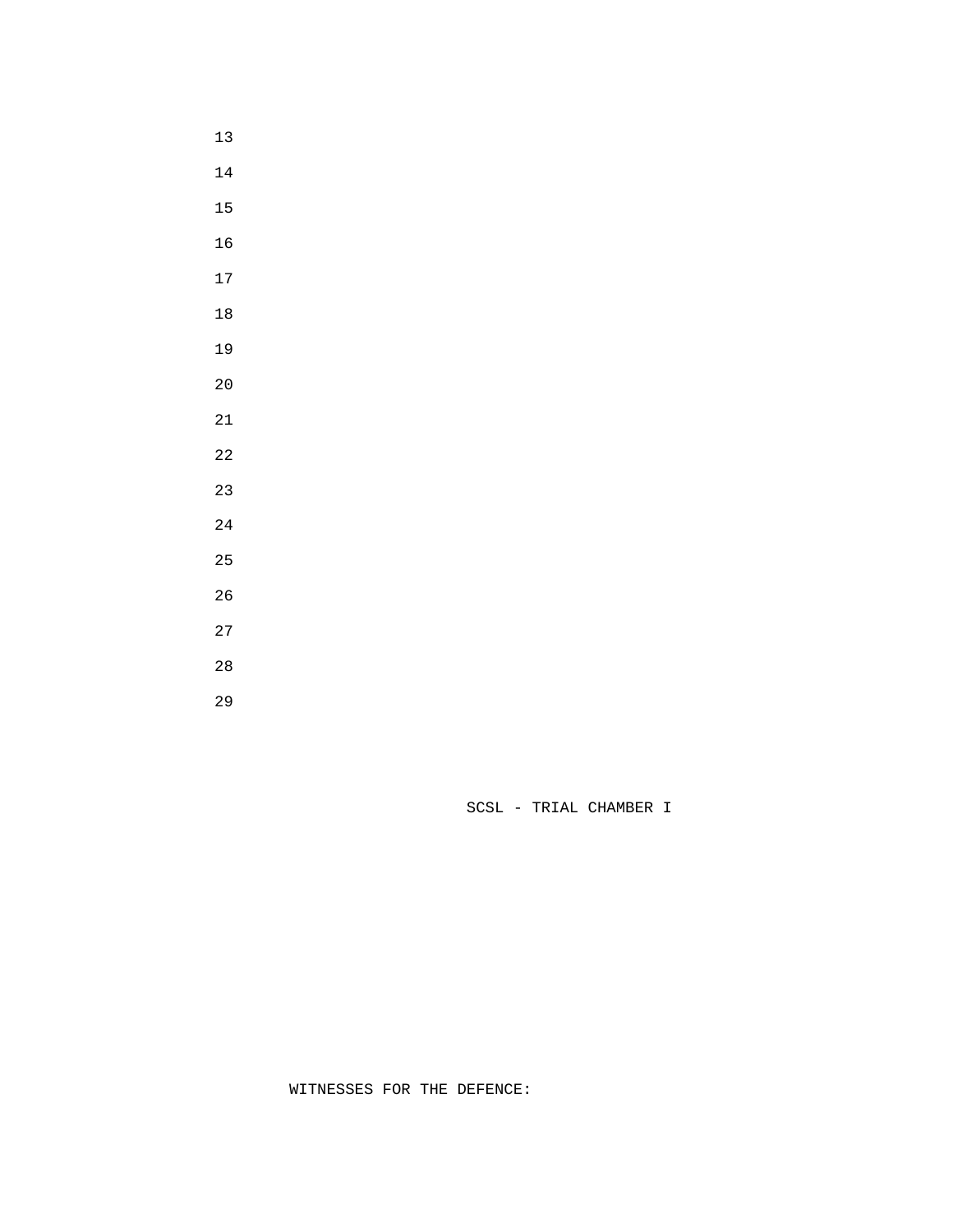SCSL - TRIAL CHAMBER I

WITNESSES FOR THE DEFENCE: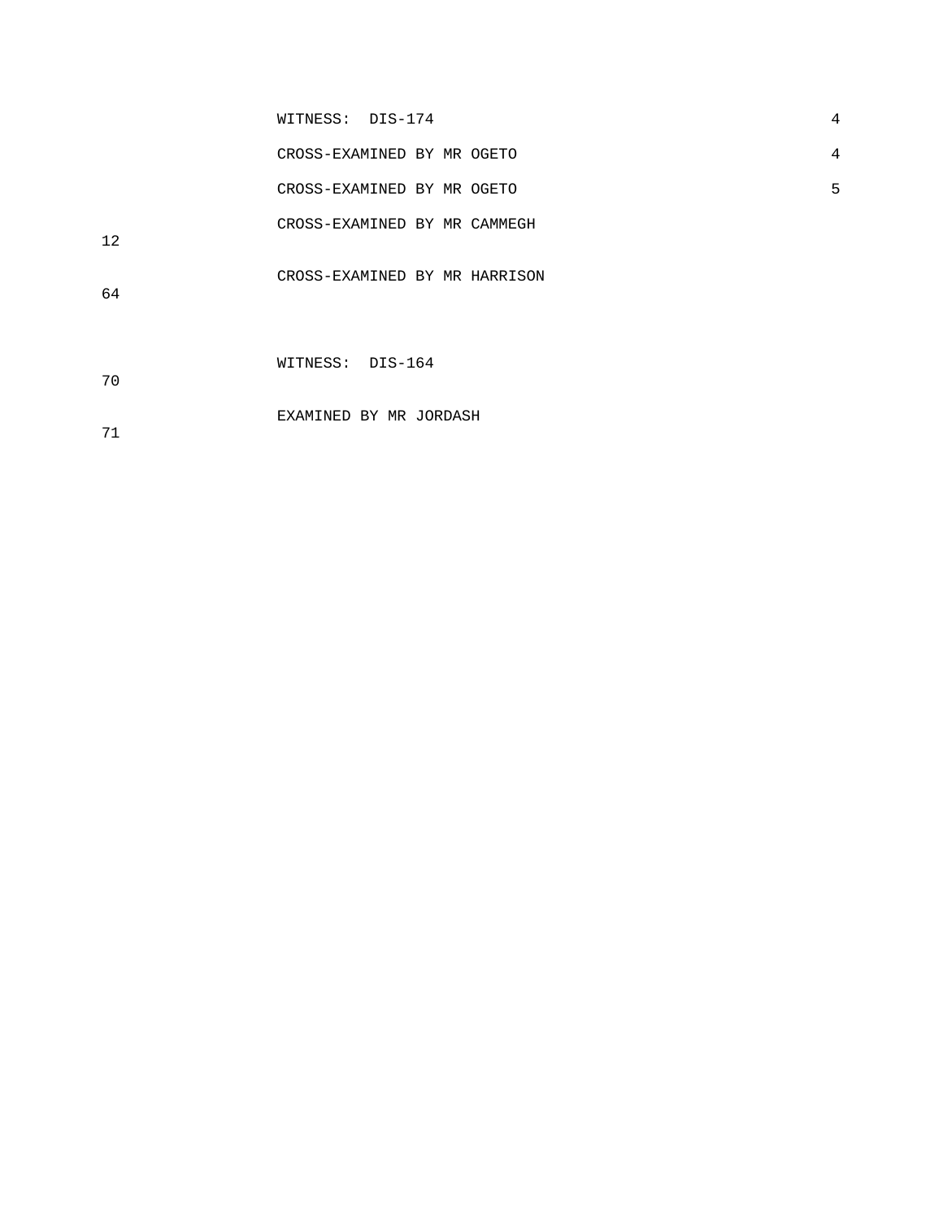WITNESS: DIS-174 4

CROSS-EXAMINED BY MR OGETO 4

CROSS-EXAMINED BY MR OGETO 5

CROSS-EXAMINED BY MR CAMMEGH 12

CROSS-EXAMINED BY MR HARRISON 64

WITNESS: DIS-164 70

EXAMINED BY MR JORDASH 71